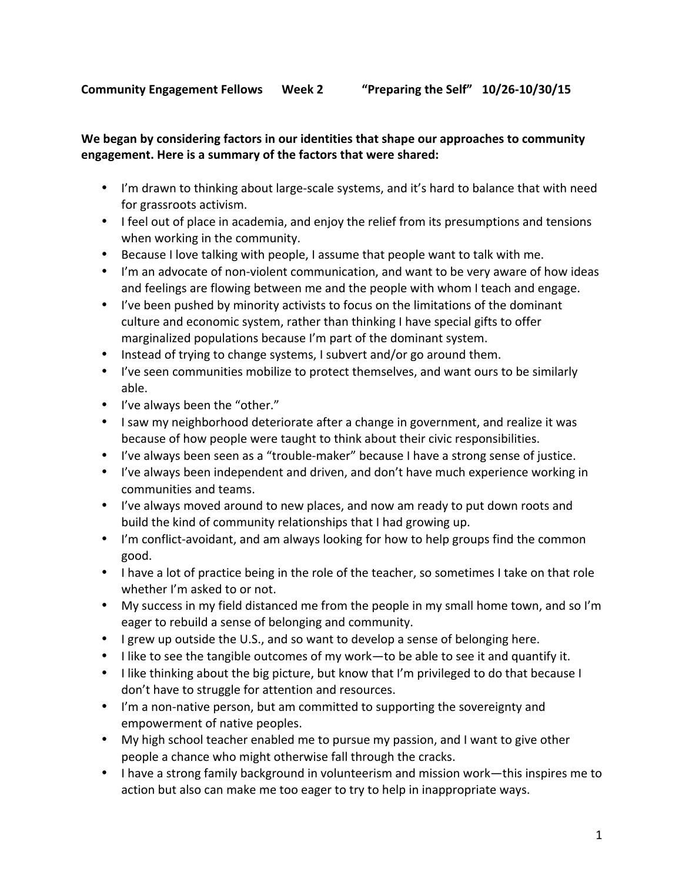**Community Engagement Fellows Week 2 "Preparing the Self" 10/26-10/30/15**

**We began by considering factors in our identities that shape our approaches to community engagement. Here is a summary of the factors that were shared:**

- I'm drawn to thinking about large-scale systems, and it's hard to balance that with need for grassroots activism.
- I feel out of place in academia, and enjoy the relief from its presumptions and tensions when working in the community.
- Because I love talking with people, I assume that people want to talk with me.
- I'm an advocate of non-violent communication, and want to be very aware of how ideas and feelings are flowing between me and the people with whom I teach and engage.
- I've been pushed by minority activists to focus on the limitations of the dominant culture and economic system, rather than thinking I have special gifts to offer marginalized populations because I'm part of the dominant system.
- Instead of trying to change systems, I subvert and/or go around them.
- I've seen communities mobilize to protect themselves, and want ours to be similarly able.
- I've always been the "other."
- I saw my neighborhood deteriorate after a change in government, and realize it was because of how people were taught to think about their civic responsibilities.
- I've always been seen as a "trouble-maker" because I have a strong sense of justice.
- I've always been independent and driven, and don't have much experience working in communities and teams.
- I've always moved around to new places, and now am ready to put down roots and build the kind of community relationships that I had growing up.
- I'm conflict-avoidant, and am always looking for how to help groups find the common good.
- I have a lot of practice being in the role of the teacher, so sometimes I take on that role whether I'm asked to or not.
- My success in my field distanced me from the people in my small home town, and so I'm eager to rebuild a sense of belonging and community.
- I grew up outside the U.S., and so want to develop a sense of belonging here.
- I like to see the tangible outcomes of my work—to be able to see it and quantify it.
- I like thinking about the big picture, but know that I'm privileged to do that because I don't have to struggle for attention and resources.
- I'm a non-native person, but am committed to supporting the sovereignty and empowerment of native peoples.
- My high school teacher enabled me to pursue my passion, and I want to give other people a chance who might otherwise fall through the cracks.
- I have a strong family background in volunteerism and mission work—this inspires me to action but also can make me too eager to try to help in inappropriate ways.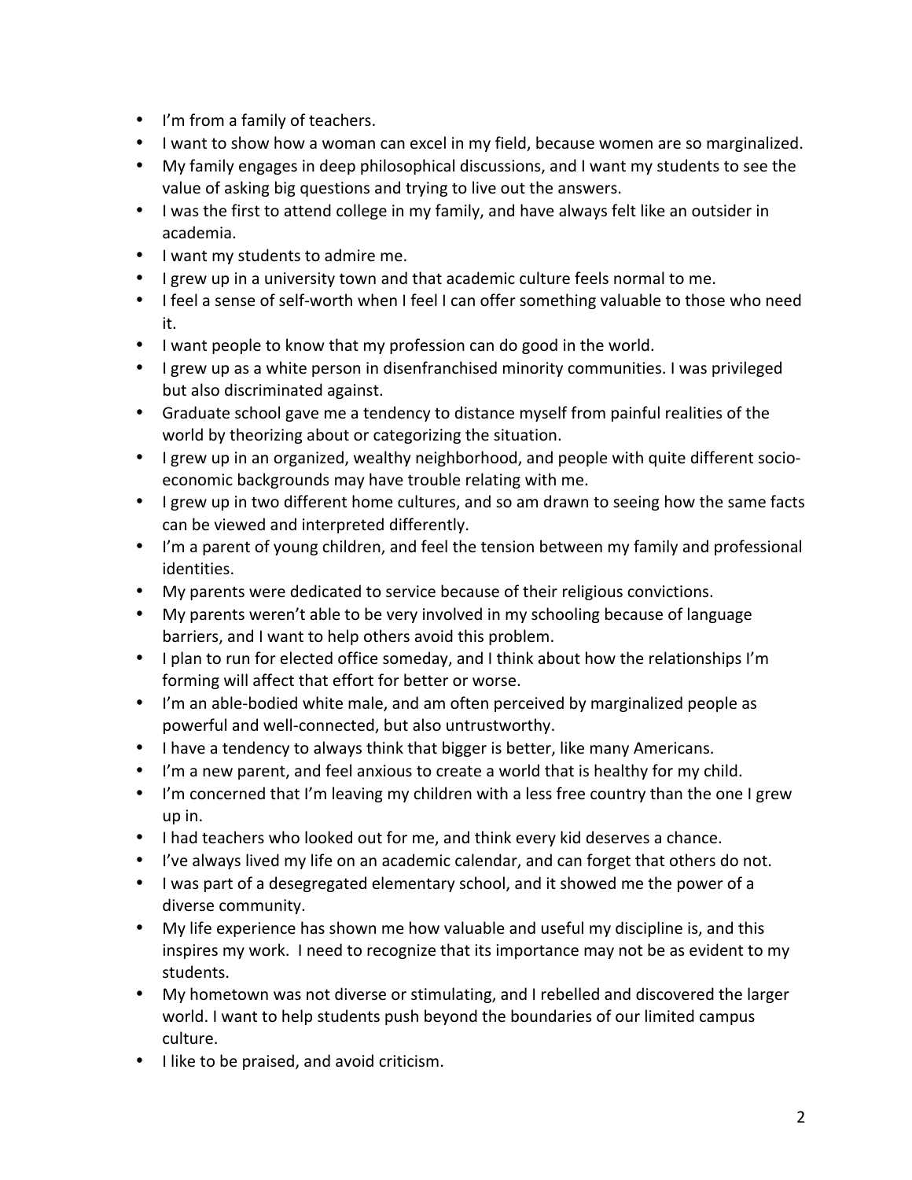- I'm from a family of teachers.
- I want to show how a woman can excel in my field, because women are so marginalized.
- My family engages in deep philosophical discussions, and I want my students to see the value of asking big questions and trying to live out the answers.
- I was the first to attend college in my family, and have always felt like an outsider in academia.
- I want my students to admire me.
- I grew up in a university town and that academic culture feels normal to me.
- I feel a sense of self-worth when I feel I can offer something valuable to those who need it.
- I want people to know that my profession can do good in the world.
- I grew up as a white person in disenfranchised minority communities. I was privileged but also discriminated against.
- Graduate school gave me a tendency to distance myself from painful realities of the world by theorizing about or categorizing the situation.
- I grew up in an organized, wealthy neighborhood, and people with quite different socio-economic backgrounds may have trouble relating with me.
- I grew up in two different home cultures, and so am drawn to seeing how the same facts can be viewed and interpreted differently.
- I'm a parent of young children, and feel the tension between my family and professional identities.
- My parents were dedicated to service because of their religious convictions.
- My parents weren't able to be very involved in my schooling because of language barriers, and I want to help others avoid this problem.
- I plan to run for elected office someday, and I think about how the relationships I'm forming will affect that effort for better or worse.
- I'm an able-bodied white male, and am often perceived by marginalized people as powerful and well-connected, but also untrustworthy.
- I have a tendency to always think that bigger is better, like many Americans.
- I'm a new parent, and feel anxious to create a world that is healthy for my child.
- I'm concerned that I'm leaving my children with a less free country than the one I grew up in.
- I had teachers who looked out for me, and think every kid deserves a chance.
- I've always lived my life on an academic calendar, and can forget that others do not.
- I was part of a desegregated elementary school, and it showed me the power of a diverse community.
- My life experience has shown me how valuable and useful my discipline is, and this inspires my work. I need to recognize that its importance may not be as evident to my students.
- My hometown was not diverse or stimulating, and I rebelled and discovered the larger world. I want to help students push beyond the boundaries of our limited campus culture.
- I like to be praised, and avoid criticism.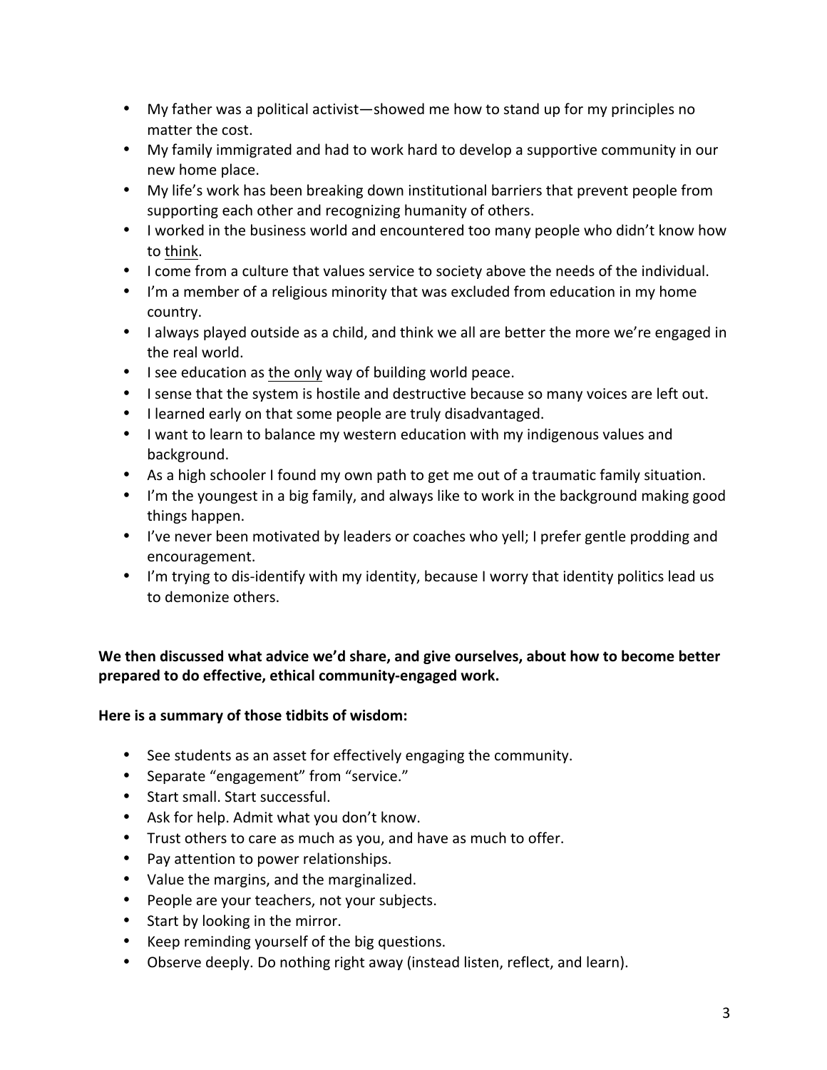- My father was a political activist—showed me how to stand up for my principles no matter the cost.
- My family immigrated and had to work hard to develop a supportive community in our new home place.
- My life's work has been breaking down institutional barriers that prevent people from supporting each other and recognizing humanity of others.
- I worked in the business world and encountered too many people who didn't know how to <u>think</u>.
- I come from a culture that values service to society above the needs of the individual.
- I'm a member of a religious minority that was excluded from education in my home country.
- I always played outside as a child, and think we all are better the more we're engaged in the real world.
- I see education as <u>the only</u> way of building world peace.
- I sense that the system is hostile and destructive because so many voices are left out.
- I learned early on that some people are truly disadvantaged.
- I want to learn to balance my western education with my indigenous values and background.
- As a high schooler I found my own path to get me out of a traumatic family situation.
- I'm the youngest in a big family, and always like to work in the background making good things happen.
- I've never been motivated by leaders or coaches who yell; I prefer gentle prodding and encouragement.
- I'm trying to dis-identify with my identity, because I worry that identity politics lead us to demonize others.

**We then discussed what advice we'd share, and give ourselves, about how to become better prepared to do effective, ethical community-engaged work.**

**Here is a summary of those tidbits of wisdom:**

- See students as an asset for effectively engaging the community.
- Separate "engagement" from "service."
- Start small. Start successful.
- Ask for help. Admit what you don't know.
- Trust others to care as much as you, and have as much to offer.
- Pay attention to power relationships.
- Value the margins, and the marginalized.
- People are your teachers, not your subjects.
- Start by looking in the mirror.
- Keep reminding yourself of the big questions.
- Observe deeply. Do nothing right away (instead listen, reflect, and learn).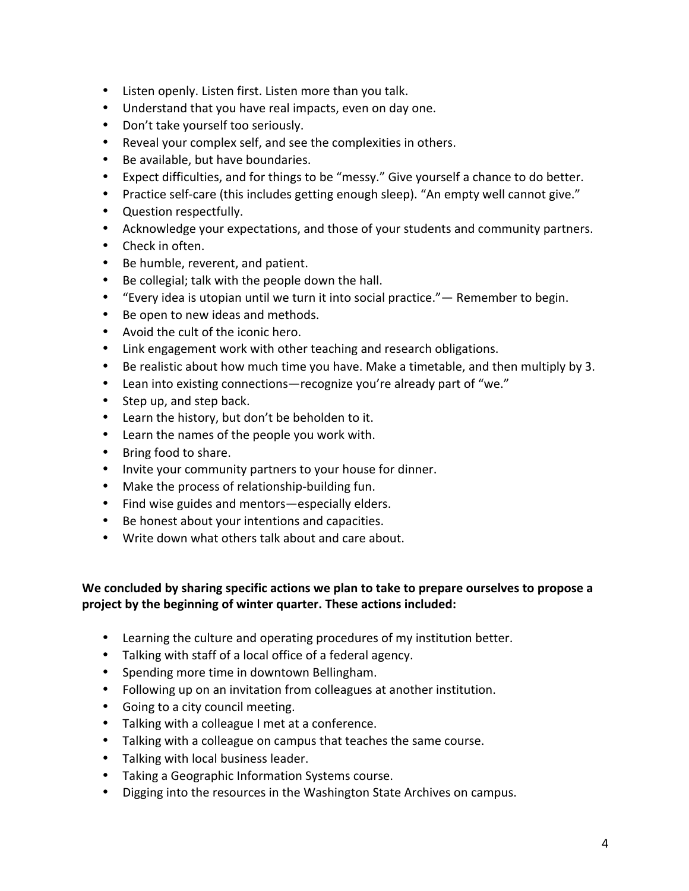- Listen openly. Listen first. Listen more than you talk.
- Understand that you have real impacts, even on day one.
- Don't take yourself too seriously.
- Reveal your complex self, and see the complexities in others.
- Be available, but have boundaries.
- Expect difficulties, and for things to be "messy." Give yourself a chance to do better.
- Practice self-care (this includes getting enough sleep). "An empty well cannot give."
- Question respectfully.
- Acknowledge your expectations, and those of your students and community partners.
- Check in often.
- Be humble, reverent, and patient.
- Be collegial; talk with the people down the hall.
- "Every idea is utopian until we turn it into social practice."— Remember to begin.
- Be open to new ideas and methods.
- Avoid the cult of the iconic hero.
- Link engagement work with other teaching and research obligations.
- Be realistic about how much time you have. Make a timetable, and then multiply by 3.
- Lean into existing connections—recognize you're already part of "we."
- Step up, and step back.
- Learn the history, but don't be beholden to it.
- Learn the names of the people you work with.
- Bring food to share.
- Invite your community partners to your house for dinner.
- Make the process of relationship-building fun.
- Find wise guides and mentors—especially elders.
- Be honest about your intentions and capacities.
- Write down what others talk about and care about.

**We concluded by sharing specific actions we plan to take to prepare ourselves to propose a project by the beginning of winter quarter. These actions included:**

- Learning the culture and operating procedures of my institution better.
- Talking with staff of a local office of a federal agency.
- Spending more time in downtown Bellingham.
- Following up on an invitation from colleagues at another institution.
- Going to a city council meeting.
- Talking with a colleague I met at a conference.
- Talking with a colleague on campus that teaches the same course.
- Talking with local business leader.
- Taking a Geographic Information Systems course.
- Digging into the resources in the Washington State Archives on campus.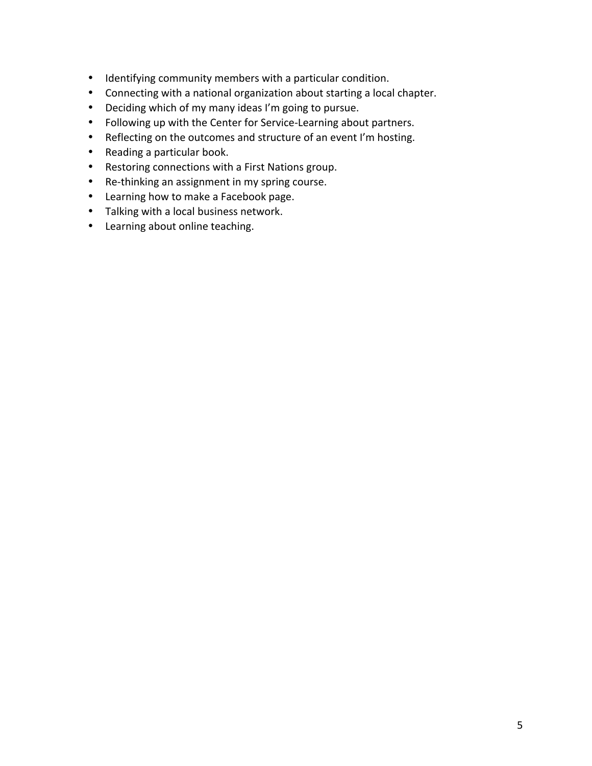- Identifying community members with a particular condition.
- Connecting with a national organization about starting a local chapter.
- Deciding which of my many ideas I'm going to pursue.
- Following up with the Center for Service-Learning about partners.
- Reflecting on the outcomes and structure of an event I'm hosting.
- Reading a particular book.
- Restoring connections with a First Nations group.
- Re-thinking an assignment in my spring course.
- Learning how to make a Facebook page.
- Talking with a local business network.
- Learning about online teaching.